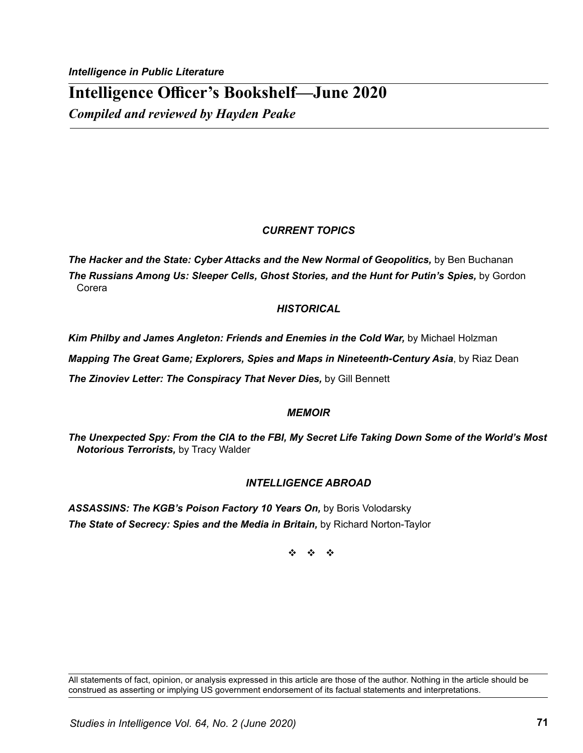*Intelligence in Public Literature*

# Intelligence Officer's Bookshelf—June 2020

***Compiled and reviewed by Hayden Peake***

### *CURRENT TOPICS*

***The Hacker and the State: Cyber Attacks and the New Normal of Geopolitics,*** by Ben Buchanan

***The Russians Among Us: Sleeper Cells, Ghost Stories, and the Hunt for Putin's Spies,*** by Gordon Corera

### *HISTORICAL*

***Kim Philby and James Angleton: Friends and Enemies in the Cold War,*** by Michael Holzman

***Mapping The Great Game; Explorers, Spies and Maps in Nineteenth-Century Asia***, by Riaz Dean

***The Zinoviev Letter: The Conspiracy That Never Dies,*** by Gill Bennett

### *MEMOIR*

***The Unexpected Spy: From the CIA to the FBI, My Secret Life Taking Down Some of the World's Most Notorious Terrorists,*** by Tracy Walder

### *INTELLIGENCE ABROAD*

***ASSASSINS: The KGB's Poison Factory 10 Years On,*** by Boris Volodarsky

***The State of Secrecy: Spies and the Media in Britain,*** by Richard Norton-Taylor

❖ ❖ ❖

All statements of fact, opinion, or analysis expressed in this article are those of the author. Nothing in the article should be construed as asserting or implying US government endorsement of its factual statements and interpretations.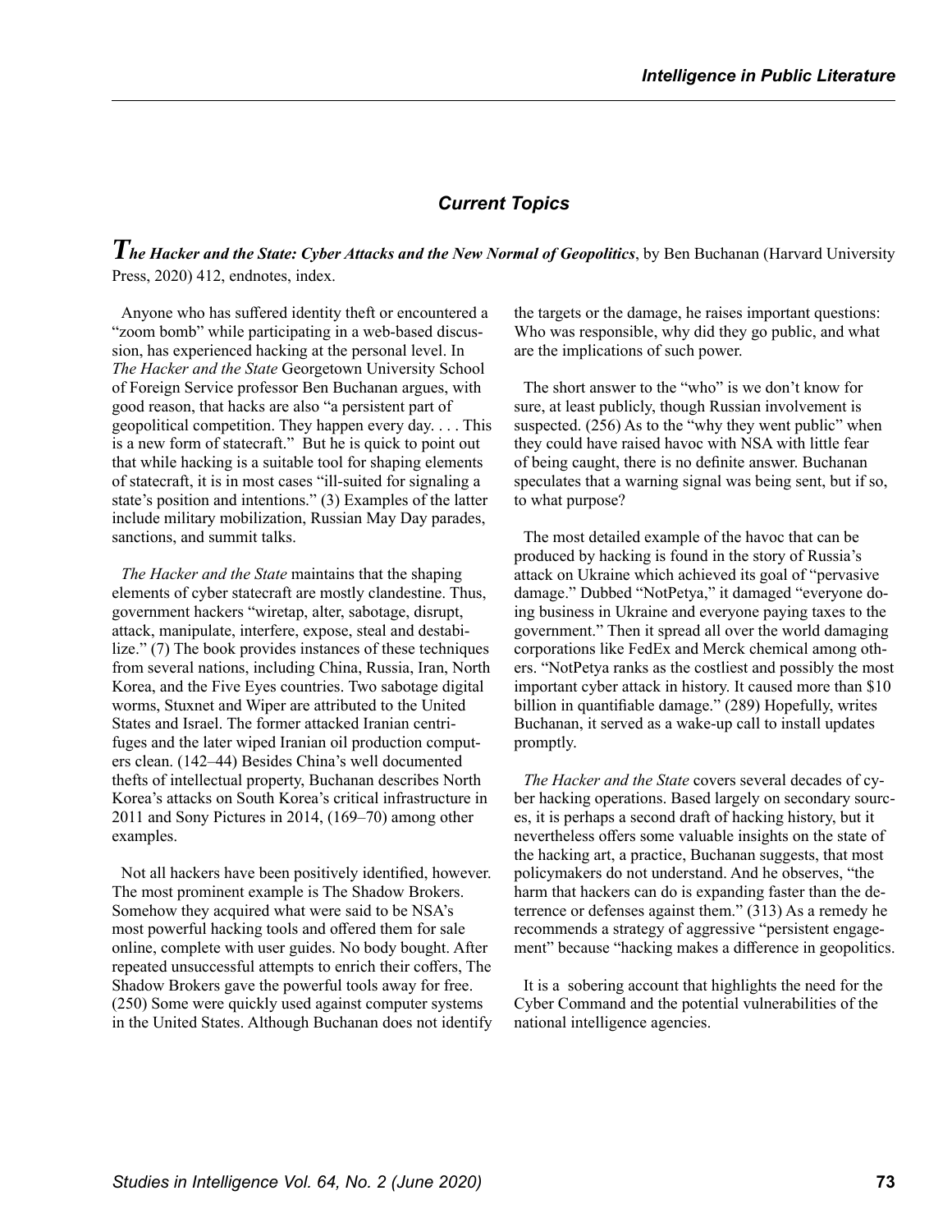## *Current Topics*

***The Hacker and the State: Cyber Attacks and the New Normal of Geopolitics***, by Ben Buchanan (Harvard University Press, 2020) 412, endnotes, index.

Anyone who has suffered identity theft or encountered a "zoom bomb" while participating in a web-based discussion, has experienced hacking at the personal level. In *The Hacker and the State* Georgetown University School of Foreign Service professor Ben Buchanan argues, with good reason, that hacks are also "a persistent part of geopolitical competition. They happen every day. . . . This is a new form of statecraft." But he is quick to point out that while hacking is a suitable tool for shaping elements of statecraft, it is in most cases "ill-suited for signaling a state's position and intentions." (3) Examples of the latter include military mobilization, Russian May Day parades, sanctions, and summit talks.

*The Hacker and the State* maintains that the shaping elements of cyber statecraft are mostly clandestine. Thus, government hackers "wiretap, alter, sabotage, disrupt, attack, manipulate, interfere, expose, steal and destabilize." (7) The book provides instances of these techniques from several nations, including China, Russia, Iran, North Korea, and the Five Eyes countries. Two sabotage digital worms, Stuxnet and Wiper are attributed to the United States and Israel. The former attacked Iranian centrifuges and the later wiped Iranian oil production computers clean. (142–44) Besides China's well documented thefts of intellectual property, Buchanan describes North Korea's attacks on South Korea's critical infrastructure in 2011 and Sony Pictures in 2014, (169–70) among other examples.

Not all hackers have been positively identified, however. The most prominent example is The Shadow Brokers. Somehow they acquired what were said to be NSA's most powerful hacking tools and offered them for sale online, complete with user guides. No body bought. After repeated unsuccessful attempts to enrich their coffers, The Shadow Brokers gave the powerful tools away for free. (250) Some were quickly used against computer systems in the United States. Although Buchanan does not identify the targets or the damage, he raises important questions: Who was responsible, why did they go public, and what are the implications of such power.

The short answer to the "who" is we don't know for sure, at least publicly, though Russian involvement is suspected. (256) As to the "why they went public" when they could have raised havoc with NSA with little fear of being caught, there is no definite answer. Buchanan speculates that a warning signal was being sent, but if so, to what purpose?

The most detailed example of the havoc that can be produced by hacking is found in the story of Russia's attack on Ukraine which achieved its goal of "pervasive damage." Dubbed "NotPetya," it damaged "everyone doing business in Ukraine and everyone paying taxes to the government." Then it spread all over the world damaging corporations like FedEx and Merck chemical among others. "NotPetya ranks as the costliest and possibly the most important cyber attack in history. It caused more than $10 billion in quantifiable damage." (289) Hopefully, writes Buchanan, it served as a wake-up call to install updates promptly.

*The Hacker and the State* covers several decades of cyber hacking operations. Based largely on secondary sources, it is perhaps a second draft of hacking history, but it nevertheless offers some valuable insights on the state of the hacking art, a practice, Buchanan suggests, that most policymakers do not understand. And he observes, "the harm that hackers can do is expanding faster than the deterrence or defenses against them." (313) As a remedy he recommends a strategy of aggressive "persistent engagement" because "hacking makes a difference in geopolitics.

It is a sobering account that highlights the need for the Cyber Command and the potential vulnerabilities of the national intelligence agencies.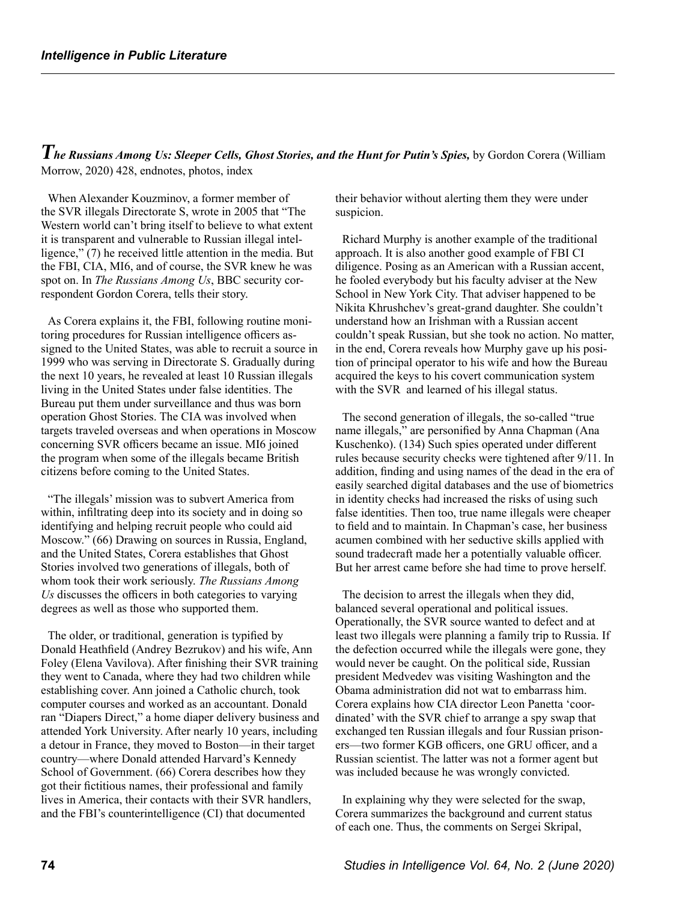***The Russians Among Us: Sleeper Cells, Ghost Stories, and the Hunt for Putin's Spies,*** by Gordon Corera (William Morrow, 2020) 428, endnotes, photos, index

When Alexander Kouzminov, a former member of the SVR illegals Directorate S, wrote in 2005 that "The Western world can't bring itself to believe to what extent it is transparent and vulnerable to Russian illegal intelligence," (7) he received little attention in the media. But the FBI, CIA, MI6, and of course, the SVR knew he was spot on. In *The Russians Among Us*, BBC security correspondent Gordon Corera, tells their story.

As Corera explains it, the FBI, following routine monitoring procedures for Russian intelligence officers assigned to the United States, was able to recruit a source in 1999 who was serving in Directorate S. Gradually during the next 10 years, he revealed at least 10 Russian illegals living in the United States under false identities. The Bureau put them under surveillance and thus was born operation Ghost Stories. The CIA was involved when targets traveled overseas and when operations in Moscow concerning SVR officers became an issue. MI6 joined the program when some of the illegals became British citizens before coming to the United States.

"The illegals' mission was to subvert America from within, infiltrating deep into its society and in doing so identifying and helping recruit people who could aid Moscow." (66) Drawing on sources in Russia, England, and the United States, Corera establishes that Ghost Stories involved two generations of illegals, both of whom took their work seriously. *The Russians Among Us* discusses the officers in both categories to varying degrees as well as those who supported them.

The older, or traditional, generation is typified by Donald Heathfield (Andrey Bezrukov) and his wife, Ann Foley (Elena Vavilova). After finishing their SVR training they went to Canada, where they had two children while establishing cover. Ann joined a Catholic church, took computer courses and worked as an accountant. Donald ran "Diapers Direct," a home diaper delivery business and attended York University. After nearly 10 years, including a detour in France, they moved to Boston—in their target country—where Donald attended Harvard's Kennedy School of Government. (66) Corera describes how they got their fictitious names, their professional and family lives in America, their contacts with their SVR handlers, and the FBI's counterintelligence (CI) that documented their behavior without alerting them they were under suspicion.

Richard Murphy is another example of the traditional approach. It is also another good example of FBI CI diligence. Posing as an American with a Russian accent, he fooled everybody but his faculty adviser at the New School in New York City. That adviser happened to be Nikita Khrushchev's great-grand daughter. She couldn't understand how an Irishman with a Russian accent couldn't speak Russian, but she took no action. No matter, in the end, Corera reveals how Murphy gave up his position of principal operator to his wife and how the Bureau acquired the keys to his covert communication system with the SVR and learned of his illegal status.

The second generation of illegals, the so-called "true name illegals," are personified by Anna Chapman (Ana Kuschenko). (134) Such spies operated under different rules because security checks were tightened after 9/11. In addition, finding and using names of the dead in the era of easily searched digital databases and the use of biometrics in identity checks had increased the risks of using such false identities. Then too, true name illegals were cheaper to field and to maintain. In Chapman's case, her business acumen combined with her seductive skills applied with sound tradecraft made her a potentially valuable officer. But her arrest came before she had time to prove herself.

The decision to arrest the illegals when they did, balanced several operational and political issues. Operationally, the SVR source wanted to defect and at least two illegals were planning a family trip to Russia. If the defection occurred while the illegals were gone, they would never be caught. On the political side, Russian president Medvedev was visiting Washington and the Obama administration did not wat to embarrass him. Corera explains how CIA director Leon Panetta 'coordinated' with the SVR chief to arrange a spy swap that exchanged ten Russian illegals and four Russian prisoners—two former KGB officers, one GRU officer, and a Russian scientist. The latter was not a former agent but was included because he was wrongly convicted.

In explaining why they were selected for the swap, Corera summarizes the background and current status of each one. Thus, the comments on Sergei Skripal,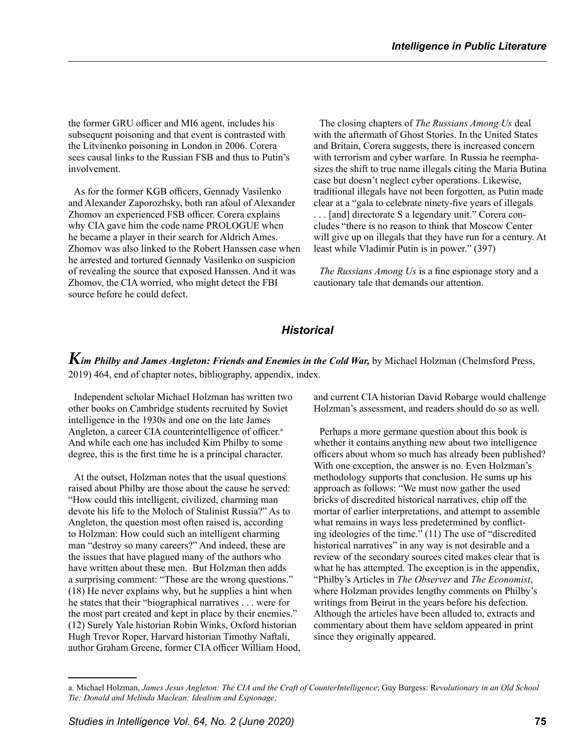the former GRU officer and MI6 agent, includes his subsequent poisoning and that event is contrasted with the Litvinenko poisoning in London in 2006. Corera sees causal links to the Russian FSB and thus to Putin's involvement.

As for the former KGB officers, Gennady Vasilenko and Alexander Zaporozhsky, both ran afoul of Alexander Zhomov an experienced FSB officer. Corera explains why CIA gave him the code name PROLOGUE when he became a player in their search for Aldrich Ames. Zhomov was also linked to the Robert Hanssen case when he arrested and tortured Gennady Vasilenko on suspicion of revealing the source that exposed Hanssen. And it was Zhomov, the CIA worried, who might detect the FBI source before he could defect.

The closing chapters of *The Russians Among Us* deal with the aftermath of Ghost Stories. In the United States and Britain, Corera suggests, there is increased concern with terrorism and cyber warfare. In Russia he reemphasizes the shift to true name illegals citing the Maria Butina case but doesn't neglect cyber operations. Likewise, traditional illegals have not been forgotten, as Putin made clear at a "gala to celebrate ninety-five years of illegals . . . [and] directorate S a legendary unit." Corera concludes "there is no reason to think that Moscow Center will give up on illegals that they have run for a century. At least while Vladimir Putin is in power." (397)

*The Russians Among Us* is a fine espionage story and a cautionary tale that demands our attention.

## Historical

***Kim Philby and James Angleton: Friends and Enemies in the Cold War,*** by Michael Holzman (Chelmsford Press, 2019) 464, end of chapter notes, bibliography, appendix, index.

Independent scholar Michael Holzman has written two other books on Cambridge students recruited by Soviet intelligence in the 1930s and one on the late James Angleton, a career CIA counterintelligence of officer.[a] And while each one has included Kim Philby to some degree, this is the first time he is a principal character.

At the outset, Holzman notes that the usual questions raised about Philby are those about the cause he served: "How could this intelligent, civilized, charming man devote his life to the Moloch of Stalinist Russia?" As to Angleton, the question most often raised is, according to Holzman: How could such an intelligent charming man "destroy so many careers?" And indeed, these are the issues that have plagued many of the authors who have written about these men. But Holzman then adds a surprising comment: "Those are the wrong questions." (18) He never explains why, but he supplies a hint when he states that their "biographical narratives . . . were for the most part created and kept in place by their enemies." (12) Surely Yale historian Robin Winks, Oxford historian Hugh Trevor Roper, Harvard historian Timothy Naftali, author Graham Greene, former CIA officer William Hood, and current CIA historian David Robarge would challenge Holzman's assessment, and readers should do so as well.

Perhaps a more germane question about this book is whether it contains anything new about two intelligence officers about whom so much has already been published? With one exception, the answer is no. Even Holzman's methodology supports that conclusion. He sums up his approach as follows: "We must now gather the used bricks of discredited historical narratives, chip off the mortar of earlier interpretations, and attempt to assemble what remains in ways less predetermined by conflicting ideologies of the time." (11) The use of "discredited historical narratives" in any way is not desirable and a review of the secondary sources cited makes clear that is what he has attempted. The exception is in the appendix, "Philby's Articles in *The Observer* and *The Economist*, where Holzman provides lengthy comments on Philby's writings from Beirut in the years before his defection. Although the articles have been alluded to, extracts and commentary about them have seldom appeared in print since they originally appeared.

a. Michael Holzman, *James Jesus Angleton: The CIA and the Craft of CounterIntelligence*; Guy Burgess: R*evolutionary in an Old School Tie; Donald and Melinda Maclean: Idealism and Espionage;*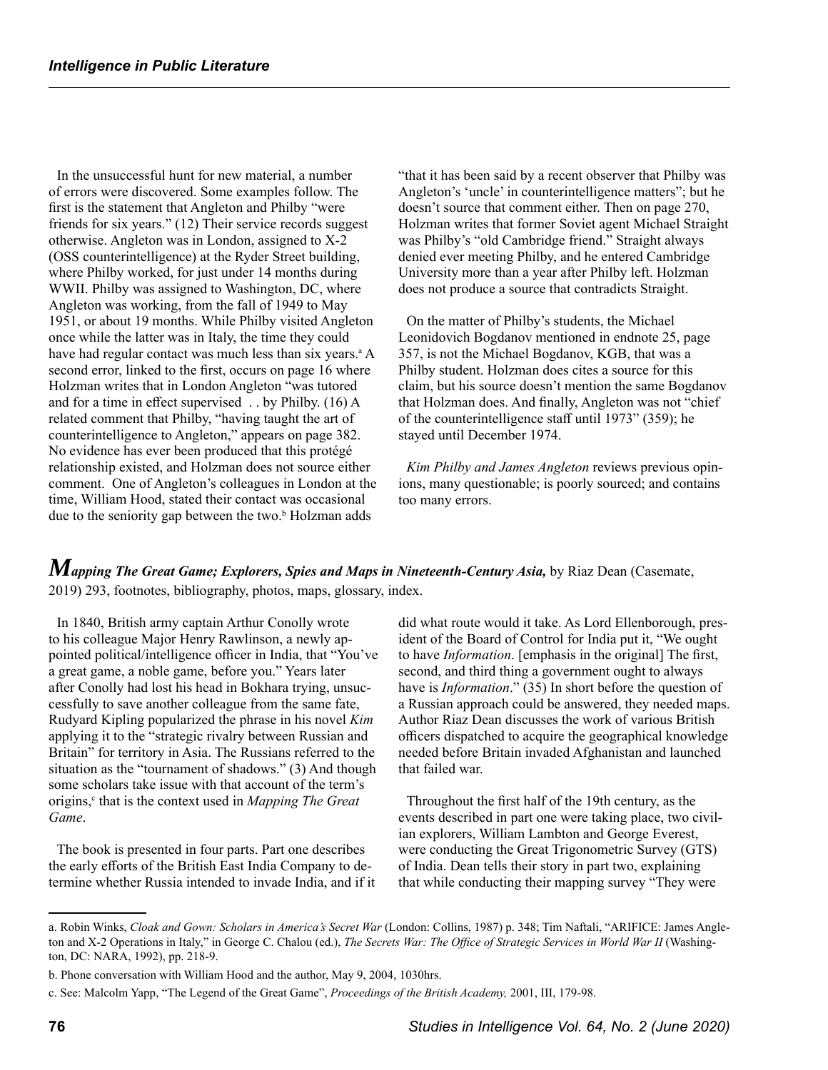In the unsuccessful hunt for new material, a number of errors were discovered. Some examples follow. The first is the statement that Angleton and Philby "were friends for six years." (12) Their service records suggest otherwise. Angleton was in London, assigned to X-2 (OSS counterintelligence) at the Ryder Street building, where Philby worked, for just under 14 months during WWII. Philby was assigned to Washington, DC, where Angleton was working, from the fall of 1949 to May 1951, or about 19 months. While Philby visited Angleton once while the latter was in Italy, the time they could have had regular contact was much less than six years.[a] A second error, linked to the first, occurs on page 16 where Holzman writes that in London Angleton "was tutored and for a time in effect supervised . . by Philby. (16) A related comment that Philby, "having taught the art of counterintelligence to Angleton," appears on page 382. No evidence has ever been produced that this protégé relationship existed, and Holzman does not source either comment. One of Angleton's colleagues in London at the time, William Hood, stated their contact was occasional due to the seniority gap between the two.[b] Holzman adds "that it has been said by a recent observer that Philby was Angleton's 'uncle' in counterintelligence matters"; but he doesn't source that comment either. Then on page 270, Holzman writes that former Soviet agent Michael Straight was Philby's "old Cambridge friend." Straight always denied ever meeting Philby, and he entered Cambridge University more than a year after Philby left. Holzman does not produce a source that contradicts Straight.

On the matter of Philby's students, the Michael Leonidovich Bogdanov mentioned in endnote 25, page 357, is not the Michael Bogdanov, KGB, that was a Philby student. Holzman does cites a source for this claim, but his source doesn't mention the same Bogdanov that Holzman does. And finally, Angleton was not "chief of the counterintelligence staff until 1973" (359); he stayed until December 1974.

*Kim Philby and James Angleton* reviews previous opinions, many questionable; is poorly sourced; and contains too many errors.

## *Mapping The Great Game; Explorers, Spies and Maps in Nineteenth-Century Asia,* by Riaz Dean (Casemate, 2019) 293, footnotes, bibliography, photos, maps, glossary, index.

In 1840, British army captain Arthur Conolly wrote to his colleague Major Henry Rawlinson, a newly appointed political/intelligence officer in India, that "You've a great game, a noble game, before you." Years later after Conolly had lost his head in Bokhara trying, unsuccessfully to save another colleague from the same fate, Rudyard Kipling popularized the phrase in his novel *Kim* applying it to the "strategic rivalry between Russian and Britain" for territory in Asia. The Russians referred to the situation as the "tournament of shadows." (3) And though some scholars take issue with that account of the term's origins,[c] that is the context used in *Mapping The Great Game*.

The book is presented in four parts. Part one describes the early efforts of the British East India Company to determine whether Russia intended to invade India, and if it did what route would it take. As Lord Ellenborough, president of the Board of Control for India put it, "We ought to have *Information*. [emphasis in the original] The first, second, and third thing a government ought to always have is *Information*." (35) In short before the question of a Russian approach could be answered, they needed maps. Author Riaz Dean discusses the work of various British officers dispatched to acquire the geographical knowledge needed before Britain invaded Afghanistan and launched that failed war.

Throughout the first half of the 19th century, as the events described in part one were taking place, two civilian explorers, William Lambton and George Everest, were conducting the Great Trigonometric Survey (GTS) of India. Dean tells their story in part two, explaining that while conducting their mapping survey "They were

---

a. Robin Winks, *Cloak and Gown: Scholars in America's Secret War* (London: Collins, 1987) p. 348; Tim Naftali, "ARIFICE: James Angleton and X-2 Operations in Italy," in George C. Chalou (ed.), *The Secrets War: The Office of Strategic Services in World War II* (Washington, DC: NARA, 1992), pp. 218-9.

b. Phone conversation with William Hood and the author, May 9, 2004, 1030hrs.

c. See: Malcolm Yapp, "The Legend of the Great Game", *Proceedings of the British Academy,* 2001, III, 179-98.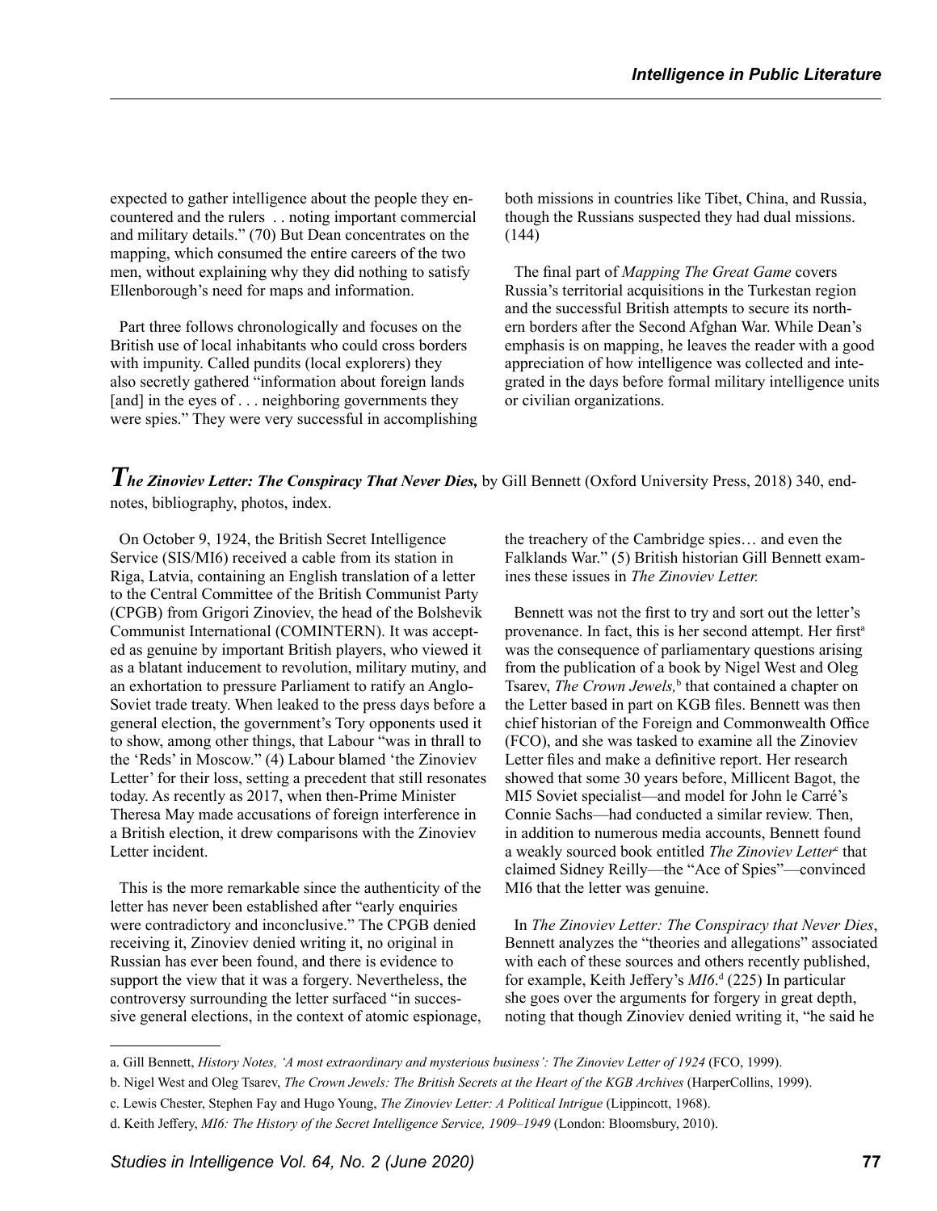expected to gather intelligence about the people they encountered and the rulers . . noting important commercial and military details." (70) But Dean concentrates on the mapping, which consumed the entire careers of the two men, without explaining why they did nothing to satisfy Ellenborough's need for maps and information.

Part three follows chronologically and focuses on the British use of local inhabitants who could cross borders with impunity. Called pundits (local explorers) they also secretly gathered "information about foreign lands [and] in the eyes of . . . neighboring governments they were spies." They were very successful in accomplishing both missions in countries like Tibet, China, and Russia, though the Russians suspected they had dual missions. (144)

The final part of *Mapping The Great Game* covers Russia's territorial acquisitions in the Turkestan region and the successful British attempts to secure its northern borders after the Second Afghan War. While Dean's emphasis is on mapping, he leaves the reader with a good appreciation of how intelligence was collected and integrated in the days before formal military intelligence units or civilian organizations.

***The Zinoviev Letter: The Conspiracy That Never Dies,*** by Gill Bennett (Oxford University Press, 2018) 340, endnotes, bibliography, photos, index.

On October 9, 1924, the British Secret Intelligence Service (SIS/MI6) received a cable from its station in Riga, Latvia, containing an English translation of a letter to the Central Committee of the British Communist Party (CPGB) from Grigori Zinoviev, the head of the Bolshevik Communist International (COMINTERN). It was accepted as genuine by important British players, who viewed it as a blatant inducement to revolution, military mutiny, and an exhortation to pressure Parliament to ratify an Anglo-Soviet trade treaty. When leaked to the press days before a general election, the government's Tory opponents used it to show, among other things, that Labour "was in thrall to the 'Reds' in Moscow." (4) Labour blamed 'the Zinoviev Letter' for their loss, setting a precedent that still resonates today. As recently as 2017, when then-Prime Minister Theresa May made accusations of foreign interference in a British election, it drew comparisons with the Zinoviev Letter incident.

This is the more remarkable since the authenticity of the letter has never been established after "early enquiries were contradictory and inconclusive." The CPGB denied receiving it, Zinoviev denied writing it, no original in Russian has ever been found, and there is evidence to support the view that it was a forgery. Nevertheless, the controversy surrounding the letter surfaced "in successive general elections, in the context of atomic espionage, the treachery of the Cambridge spies… and even the Falklands War." (5) British historian Gill Bennett examines these issues in *The Zinoviev Letter.*

Bennett was not the first to try and sort out the letter's provenance. In fact, this is her second attempt. Her first[a] was the consequence of parliamentary questions arising from the publication of a book by Nigel West and Oleg Tsarev, *The Crown Jewels,*[b] that contained a chapter on the Letter based in part on KGB files. Bennett was then chief historian of the Foreign and Commonwealth Office (FCO), and she was tasked to examine all the Zinoviev Letter files and make a definitive report. Her research showed that some 30 years before, Millicent Bagot, the MI5 Soviet specialist—and model for John le Carré's Connie Sachs—had conducted a similar review. Then, in addition to numerous media accounts, Bennett found a weakly sourced book entitled *The Zinoviev Letter*[c] that claimed Sidney Reilly—the "Ace of Spies"—convinced MI6 that the letter was genuine.

In *The Zinoviev Letter: The Conspiracy that Never Dies*, Bennett analyzes the "theories and allegations" associated with each of these sources and others recently published, for example, Keith Jeffery's *MI6*.[d] (225) In particular she goes over the arguments for forgery in great depth, noting that though Zinoviev denied writing it, "he said he

---

a. Gill Bennett, *History Notes, 'A most extraordinary and mysterious business': The Zinoviev Letter of 1924* (FCO, 1999).

b. Nigel West and Oleg Tsarev, *The Crown Jewels: The British Secrets at the Heart of the KGB Archives* (HarperCollins, 1999).

c. Lewis Chester, Stephen Fay and Hugo Young, *The Zinoviev Letter: A Political Intrigue* (Lippincott, 1968).

d. Keith Jeffery, *MI6: The History of the Secret Intelligence Service, 1909–1949* (London: Bloomsbury, 2010).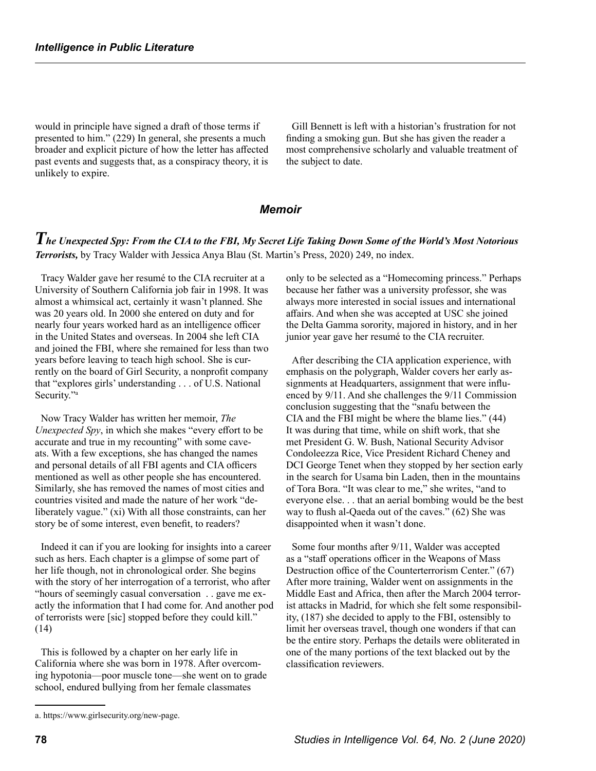would in principle have signed a draft of those terms if presented to him." (229) In general, she presents a much broader and explicit picture of how the letter has affected past events and suggests that, as a conspiracy theory, it is unlikely to expire.

Gill Bennett is left with a historian's frustration for not finding a smoking gun. But she has given the reader a most comprehensive scholarly and valuable treatment of the subject to date.

## Memoir

***The Unexpected Spy: From the CIA to the FBI, My Secret Life Taking Down Some of the World's Most Notorious Terrorists,*** by Tracy Walder with Jessica Anya Blau (St. Martin's Press, 2020) 249, no index.

Tracy Walder gave her resumé to the CIA recruiter at a University of Southern California job fair in 1998. It was almost a whimsical act, certainly it wasn't planned. She was 20 years old. In 2000 she entered on duty and for nearly four years worked hard as an intelligence officer in the United States and overseas. In 2004 she left CIA and joined the FBI, where she remained for less than two years before leaving to teach high school. She is currently on the board of Girl Security, a nonprofit company that "explores girls' understanding . . . of U.S. National Security."[a]

Now Tracy Walder has written her memoir, *The Unexpected Spy*, in which she makes "every effort to be accurate and true in my recounting" with some caveats. With a few exceptions, she has changed the names and personal details of all FBI agents and CIA officers mentioned as well as other people she has encountered. Similarly, she has removed the names of most cities and countries visited and made the nature of her work "deliberately vague." (xi) With all those constraints, can her story be of some interest, even benefit, to readers?

Indeed it can if you are looking for insights into a career such as hers. Each chapter is a glimpse of some part of her life though, not in chronological order. She begins with the story of her interrogation of a terrorist, who after "hours of seemingly casual conversation . . gave me exactly the information that I had come for. And another pod of terrorists were [sic] stopped before they could kill." (14)

This is followed by a chapter on her early life in California where she was born in 1978. After overcoming hypotonia—poor muscle tone—she went on to grade school, endured bullying from her female classmates only to be selected as a "Homecoming princess." Perhaps because her father was a university professor, she was always more interested in social issues and international affairs. And when she was accepted at USC she joined the Delta Gamma sorority, majored in history, and in her junior year gave her resumé to the CIA recruiter.

After describing the CIA application experience, with emphasis on the polygraph, Walder covers her early assignments at Headquarters, assignment that were influenced by 9/11. And she challenges the 9/11 Commission conclusion suggesting that the "snafu between the CIA and the FBI might be where the blame lies." (44) It was during that time, while on shift work, that she met President G. W. Bush, National Security Advisor Condoleezza Rice, Vice President Richard Cheney and DCI George Tenet when they stopped by her section early in the search for Usama bin Laden, then in the mountains of Tora Bora. "It was clear to me," she writes, "and to everyone else. . . that an aerial bombing would be the best way to flush al-Qaeda out of the caves." (62) She was disappointed when it wasn't done.

Some four months after 9/11, Walder was accepted as a "staff operations officer in the Weapons of Mass Destruction office of the Counterterrorism Center." (67) After more training, Walder went on assignments in the Middle East and Africa, then after the March 2004 terrorist attacks in Madrid, for which she felt some responsibility, (187) she decided to apply to the FBI, ostensibly to limit her overseas travel, though one wonders if that can be the entire story. Perhaps the details were obliterated in one of the many portions of the text blacked out by the classification reviewers.

---

a. https://www.girlsecurity.org/new-page.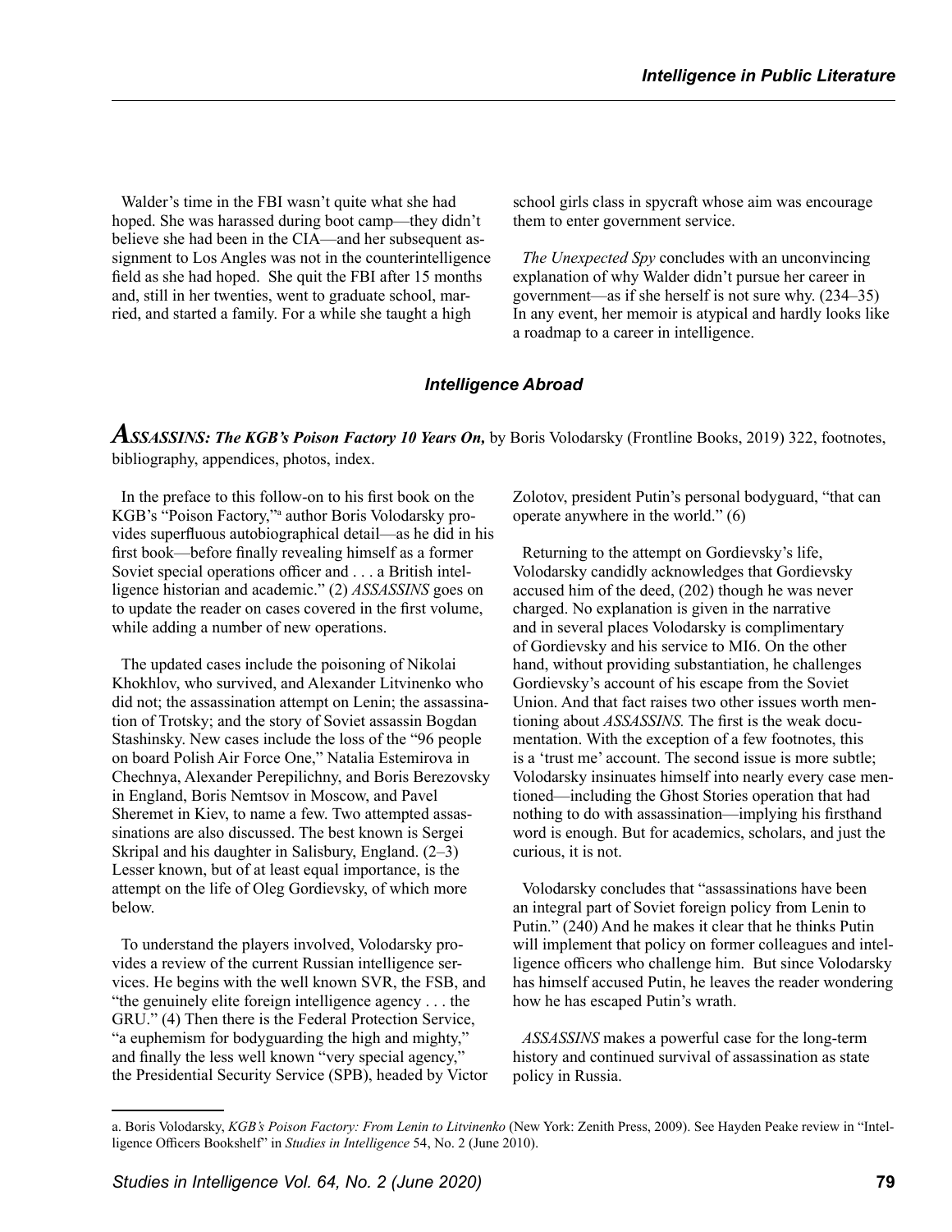Walder's time in the FBI wasn't quite what she had hoped. She was harassed during boot camp—they didn't believe she had been in the CIA—and her subsequent assignment to Los Angles was not in the counterintelligence field as she had hoped. She quit the FBI after 15 months and, still in her twenties, went to graduate school, married, and started a family. For a while she taught a high school girls class in spycraft whose aim was encourage them to enter government service.

*The Unexpected Spy* concludes with an unconvincing explanation of why Walder didn't pursue her career in government—as if she herself is not sure why. (234–35) In any event, her memoir is atypical and hardly looks like a roadmap to a career in intelligence.

## *Intelligence Abroad*

***ASSASSINS: The KGB's Poison Factory 10 Years On,*** by Boris Volodarsky (Frontline Books, 2019) 322, footnotes, bibliography, appendices, photos, index.

In the preface to this follow-on to his first book on the KGB's "Poison Factory,"[a] author Boris Volodarsky provides superfluous autobiographical detail—as he did in his first book—before finally revealing himself as a former Soviet special operations officer and . . . a British intelligence historian and academic." (2) *ASSASSINS* goes on to update the reader on cases covered in the first volume, while adding a number of new operations.

The updated cases include the poisoning of Nikolai Khokhlov, who survived, and Alexander Litvinenko who did not; the assassination attempt on Lenin; the assassination of Trotsky; and the story of Soviet assassin Bogdan Stashinsky. New cases include the loss of the "96 people on board Polish Air Force One," Natalia Estemirova in Chechnya, Alexander Perepilichny, and Boris Berezovsky in England, Boris Nemtsov in Moscow, and Pavel Sheremet in Kiev, to name a few. Two attempted assassinations are also discussed. The best known is Sergei Skripal and his daughter in Salisbury, England. (2–3) Lesser known, but of at least equal importance, is the attempt on the life of Oleg Gordievsky, of which more below.

To understand the players involved, Volodarsky provides a review of the current Russian intelligence services. He begins with the well known SVR, the FSB, and "the genuinely elite foreign intelligence agency . . . the GRU." (4) Then there is the Federal Protection Service, "a euphemism for bodyguarding the high and mighty," and finally the less well known "very special agency," the Presidential Security Service (SPB), headed by Victor Zolotov, president Putin's personal bodyguard, "that can operate anywhere in the world." (6)

Returning to the attempt on Gordievsky's life, Volodarsky candidly acknowledges that Gordievsky accused him of the deed, (202) though he was never charged. No explanation is given in the narrative and in several places Volodarsky is complimentary of Gordievsky and his service to MI6. On the other hand, without providing substantiation, he challenges Gordievsky's account of his escape from the Soviet Union. And that fact raises two other issues worth mentioning about *ASSASSINS.* The first is the weak documentation. With the exception of a few footnotes, this is a 'trust me' account. The second issue is more subtle; Volodarsky insinuates himself into nearly every case mentioned—including the Ghost Stories operation that had nothing to do with assassination—implying his firsthand word is enough. But for academics, scholars, and just the curious, it is not.

Volodarsky concludes that "assassinations have been an integral part of Soviet foreign policy from Lenin to Putin." (240) And he makes it clear that he thinks Putin will implement that policy on former colleagues and intelligence officers who challenge him. But since Volodarsky has himself accused Putin, he leaves the reader wondering how he has escaped Putin's wrath.

*ASSASSINS* makes a powerful case for the long-term history and continued survival of assassination as state policy in Russia.

---

a. Boris Volodarsky, *KGB's Poison Factory: From Lenin to Litvinenko* (New York: Zenith Press, 2009). See Hayden Peake review in "Intelligence Officers Bookshelf" in *Studies in Intelligence* 54, No. 2 (June 2010).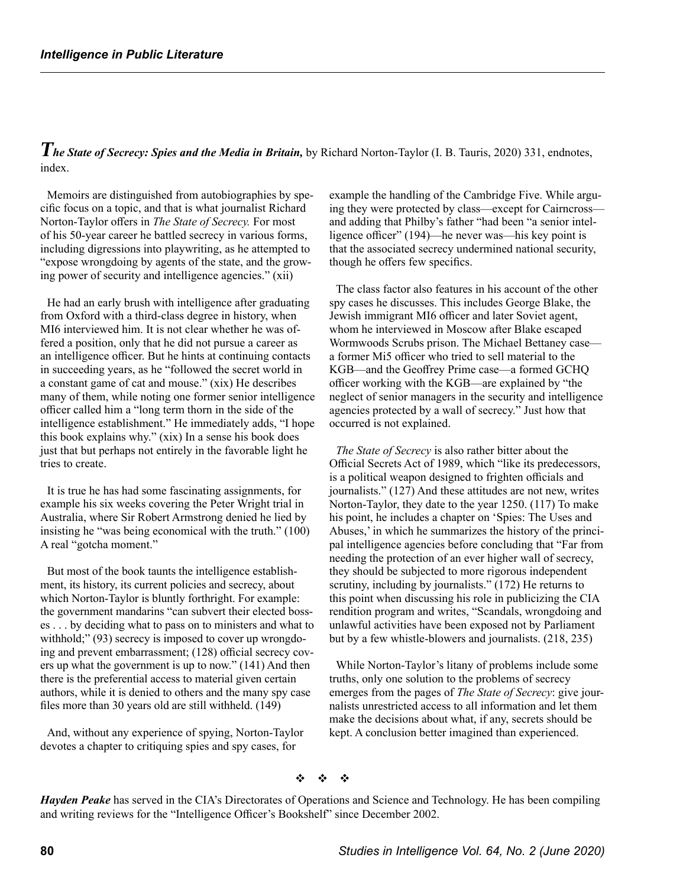***The State of Secrecy: Spies and the Media in Britain,*** by Richard Norton-Taylor (I. B. Tauris, 2020) 331, endnotes, index.

Memoirs are distinguished from autobiographies by specific focus on a topic, and that is what journalist Richard Norton-Taylor offers in *The State of Secrecy.* For most of his 50-year career he battled secrecy in various forms, including digressions into playwriting, as he attempted to "expose wrongdoing by agents of the state, and the growing power of security and intelligence agencies." (xii)

He had an early brush with intelligence after graduating from Oxford with a third-class degree in history, when MI6 interviewed him. It is not clear whether he was offered a position, only that he did not pursue a career as an intelligence officer. But he hints at continuing contacts in succeeding years, as he "followed the secret world in a constant game of cat and mouse." (xix) He describes many of them, while noting one former senior intelligence officer called him a "long term thorn in the side of the intelligence establishment." He immediately adds, "I hope this book explains why." (xix) In a sense his book does just that but perhaps not entirely in the favorable light he tries to create.

It is true he has had some fascinating assignments, for example his six weeks covering the Peter Wright trial in Australia, where Sir Robert Armstrong denied he lied by insisting he "was being economical with the truth." (100) A real "gotcha moment."

But most of the book taunts the intelligence establishment, its history, its current policies and secrecy, about which Norton-Taylor is bluntly forthright. For example: the government mandarins "can subvert their elected bosses . . . by deciding what to pass on to ministers and what to withhold;" (93) secrecy is imposed to cover up wrongdoing and prevent embarrassment; (128) official secrecy covers up what the government is up to now." (141) And then there is the preferential access to material given certain authors, while it is denied to others and the many spy case files more than 30 years old are still withheld. (149)

And, without any experience of spying, Norton-Taylor devotes a chapter to critiquing spies and spy cases, for example the handling of the Cambridge Five. While arguing they were protected by class—except for Cairncross—and adding that Philby's father "had been "a senior intelligence officer" (194)—he never was—his key point is that the associated secrecy undermined national security, though he offers few specifics.

The class factor also features in his account of the other spy cases he discusses. This includes George Blake, the Jewish immigrant MI6 officer and later Soviet agent, whom he interviewed in Moscow after Blake escaped Wormwoods Scrubs prison. The Michael Bettaney case—a former Mi5 officer who tried to sell material to the KGB—and the Geoffrey Prime case—a formed GCHQ officer working with the KGB—are explained by "the neglect of senior managers in the security and intelligence agencies protected by a wall of secrecy." Just how that occurred is not explained.

*The State of Secrecy* is also rather bitter about the Official Secrets Act of 1989, which "like its predecessors, is a political weapon designed to frighten officials and journalists." (127) And these attitudes are not new, writes Norton-Taylor, they date to the year 1250. (117) To make his point, he includes a chapter on 'Spies: The Uses and Abuses,' in which he summarizes the history of the principal intelligence agencies before concluding that "Far from needing the protection of an ever higher wall of secrecy, they should be subjected to more rigorous independent scrutiny, including by journalists." (172) He returns to this point when discussing his role in publicizing the CIA rendition program and writes, "Scandals, wrongdoing and unlawful activities have been exposed not by Parliament but by a few whistle-blowers and journalists. (218, 235)

While Norton-Taylor's litany of problems include some truths, only one solution to the problems of secrecy emerges from the pages of *The State of Secrecy*: give journalists unrestricted access to all information and let them make the decisions about what, if any, secrets should be kept. A conclusion better imagined than experienced.

❖ ❖ ❖

***Hayden Peake*** has served in the CIA's Directorates of Operations and Science and Technology. He has been compiling and writing reviews for the "Intelligence Officer's Bookshelf" since December 2002.